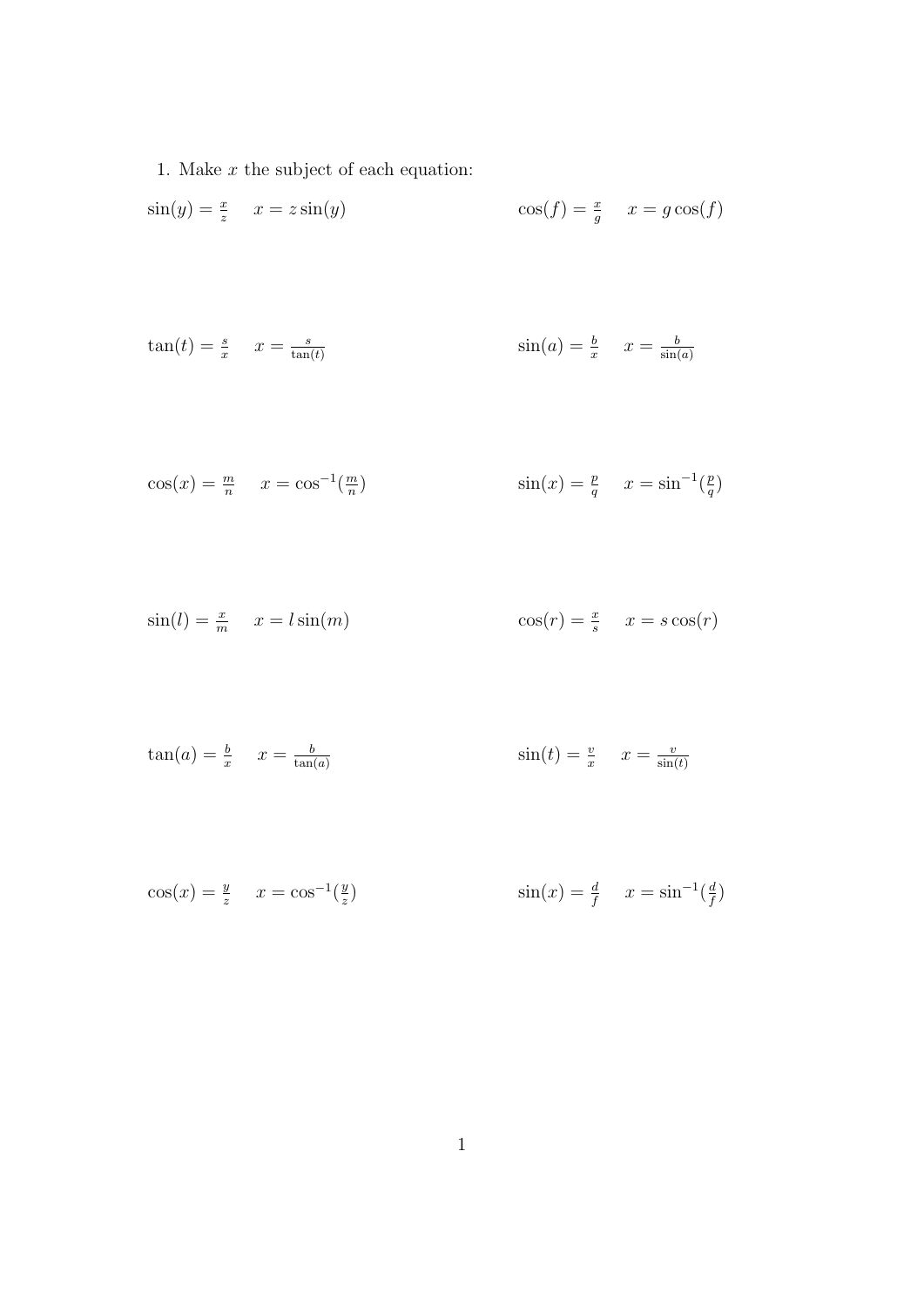1. Make $x$ the subject of each equation:

$\sin(y) = \frac{x}{z} \quad x = z\sin(y)$

$\cos(f) = \frac{x}{g} \quad x = g\cos(f)$

$\tan(t) = \frac{s}{x} \quad x = \frac{s}{\tan(t)}$

$\sin(a) = \frac{b}{x} \quad x = \frac{b}{\sin(a)}$

$\cos(x) = \frac{m}{n} \quad x = \cos^{-1}(\frac{m}{n})$

$\sin(x) = \frac{p}{q} \quad x = \sin^{-1}(\frac{p}{q})$

$\sin(l) = \frac{x}{m} \quad x = l\sin(m)$

$\cos(r) = \frac{x}{s} \quad x = s\cos(r)$

$\tan(a) = \frac{b}{x} \quad x = \frac{b}{\tan(a)}$

$\sin(t) = \frac{v}{x} \quad x = \frac{v}{\sin(t)}$

$\cos(x) = \frac{y}{z} \quad x = \cos^{-1}(\frac{y}{z})$

$\sin(x) = \frac{d}{f} \quad x = \sin^{-1}(\frac{d}{f})$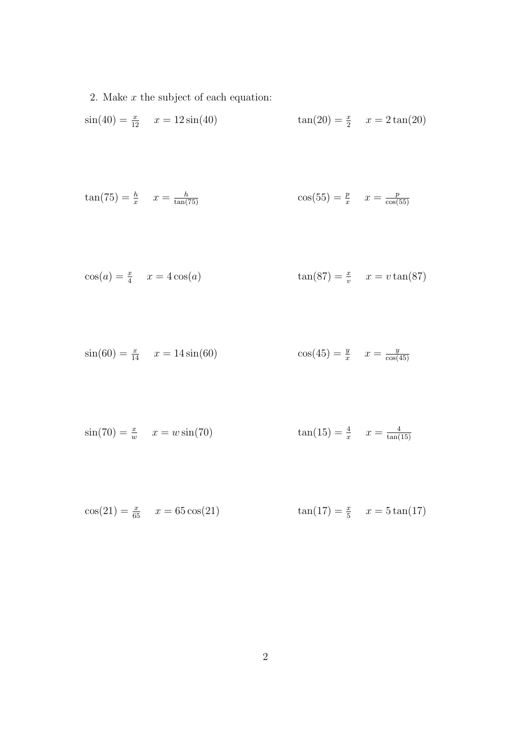2. Make $x$ the subject of each equation:

$\sin(40) = \frac{x}{12} \quad x = 12\sin(40)$

$\tan(20) = \frac{x}{2} \quad x = 2\tan(20)$

$\tan(75) = \frac{h}{x} \quad x = \frac{h}{\tan(75)}$

$\cos(55) = \frac{p}{x} \quad x = \frac{p}{\cos(55)}$

$\cos(a) = \frac{x}{4} \quad x = 4\cos(a)$

$\tan(87) = \frac{x}{v} \quad x = v\tan(87)$

$\sin(60) = \frac{x}{14} \quad x = 14\sin(60)$

$\cos(45) = \frac{y}{x} \quad x = \frac{y}{\cos(45)}$

$\sin(70) = \frac{x}{w} \quad x = w\sin(70)$

$\tan(15) = \frac{4}{x} \quad x = \frac{4}{\tan(15)}$

$\cos(21) = \frac{x}{65} \quad x = 65\cos(21)$

$\tan(17) = \frac{x}{5} \quad x = 5\tan(17)$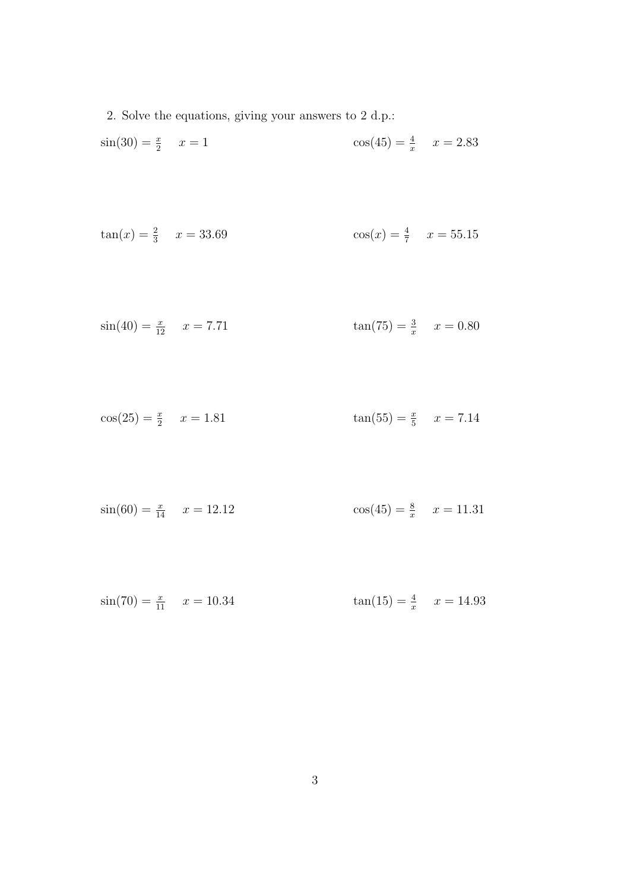2. Solve the equations, giving your answers to 2 d.p.:

$\sin(30) = \frac{x}{2} \quad x = 1$

$\cos(45) = \frac{4}{x} \quad x = 2.83$

$\tan(x) = \frac{2}{3} \quad x = 33.69$

$\cos(x) = \frac{4}{7} \quad x = 55.15$

$\sin(40) = \frac{x}{12} \quad x = 7.71$

$\tan(75) = \frac{3}{x} \quad x = 0.80$

$\cos(25) = \frac{x}{2} \quad x = 1.81$

$\tan(55) = \frac{x}{5} \quad x = 7.14$

$\sin(60) = \frac{x}{14} \quad x = 12.12$

$\cos(45) = \frac{8}{x} \quad x = 11.31$

$\sin(70) = \frac{x}{11} \quad x = 10.34$

$\tan(15) = \frac{4}{x} \quad x = 14.93$